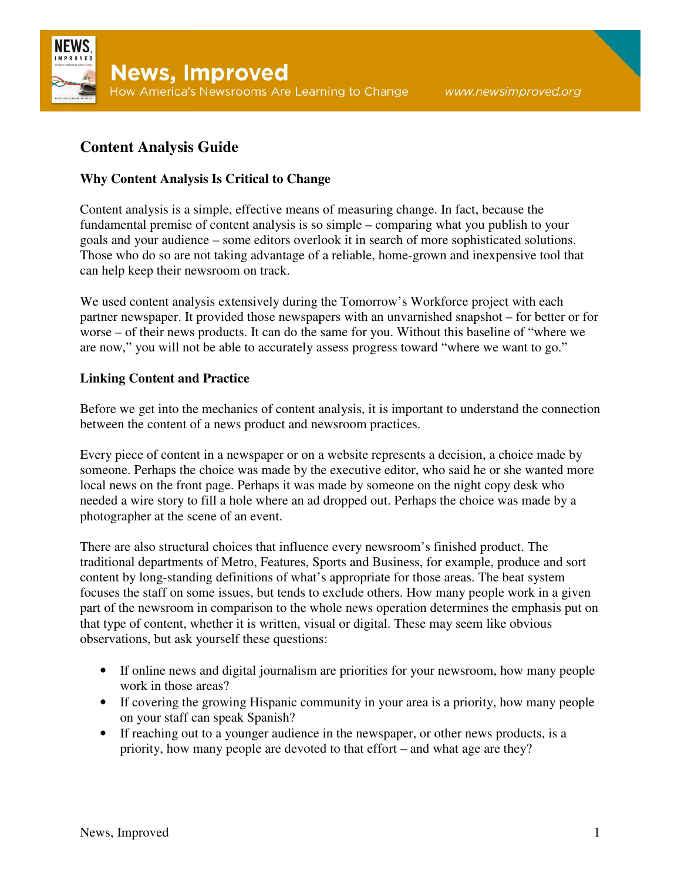# Content Analysis Guide

## Why Content Analysis Is Critical to Change

Content analysis is a simple, effective means of measuring change. In fact, because the fundamental premise of content analysis is so simple – comparing what you publish to your goals and your audience – some editors overlook it in search of more sophisticated solutions. Those who do so are not taking advantage of a reliable, home-grown and inexpensive tool that can help keep their newsroom on track.

We used content analysis extensively during the Tomorrow's Workforce project with each partner newspaper. It provided those newspapers with an unvarnished snapshot – for better or for worse – of their news products. It can do the same for you. Without this baseline of "where we are now," you will not be able to accurately assess progress toward "where we want to go."

## Linking Content and Practice

Before we get into the mechanics of content analysis, it is important to understand the connection between the content of a news product and newsroom practices.

Every piece of content in a newspaper or on a website represents a decision, a choice made by someone. Perhaps the choice was made by the executive editor, who said he or she wanted more local news on the front page. Perhaps it was made by someone on the night copy desk who needed a wire story to fill a hole where an ad dropped out. Perhaps the choice was made by a photographer at the scene of an event.

There are also structural choices that influence every newsroom's finished product. The traditional departments of Metro, Features, Sports and Business, for example, produce and sort content by long-standing definitions of what's appropriate for those areas. The beat system focuses the staff on some issues, but tends to exclude others. How many people work in a given part of the newsroom in comparison to the whole news operation determines the emphasis put on that type of content, whether it is written, visual or digital. These may seem like obvious observations, but ask yourself these questions:

- If online news and digital journalism are priorities for your newsroom, how many people work in those areas?
- If covering the growing Hispanic community in your area is a priority, how many people on your staff can speak Spanish?
- If reaching out to a younger audience in the newspaper, or other news products, is a priority, how many people are devoted to that effort – and what age are they?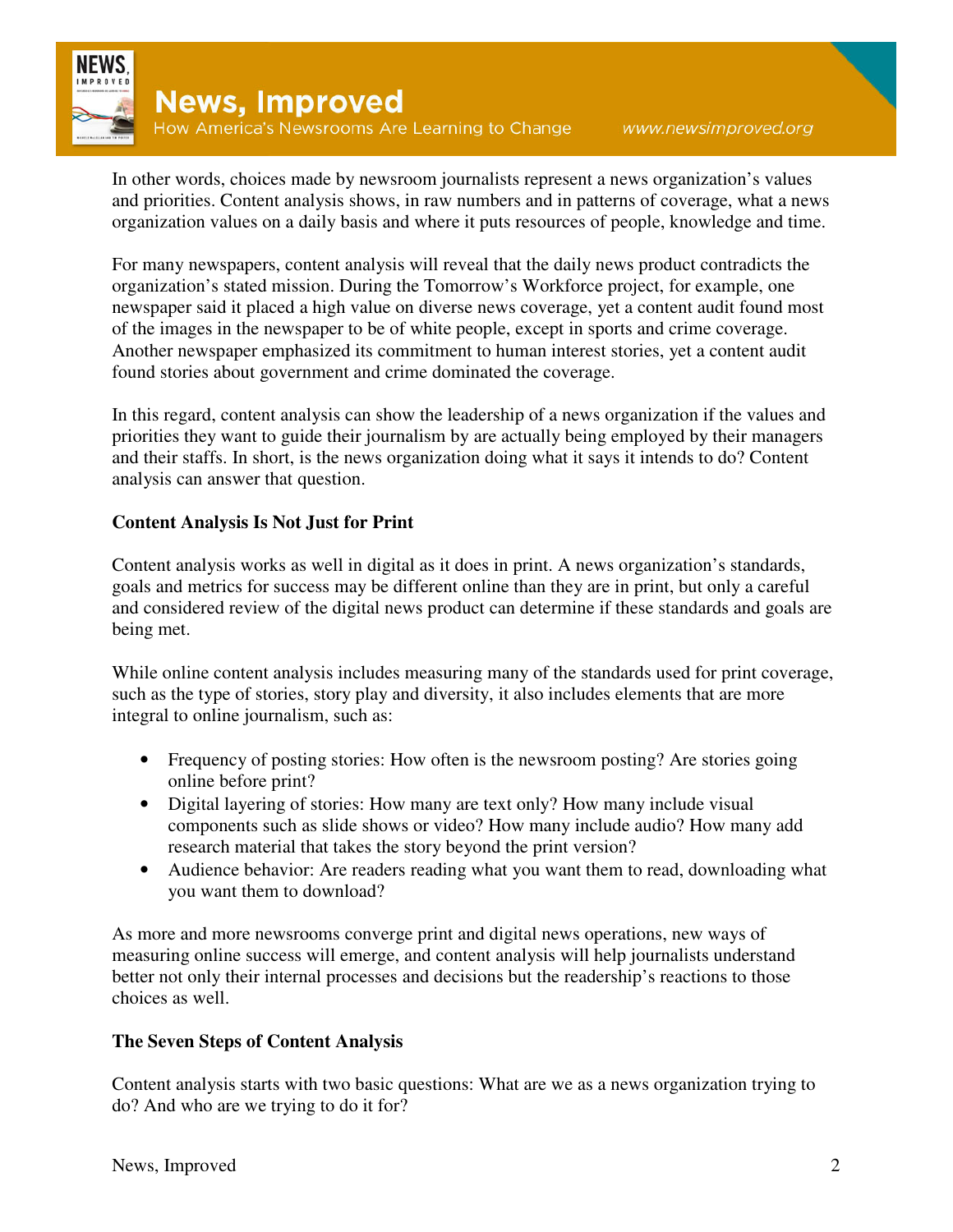In other words, choices made by newsroom journalists represent a news organization's values and priorities. Content analysis shows, in raw numbers and in patterns of coverage, what a news organization values on a daily basis and where it puts resources of people, knowledge and time.

For many newspapers, content analysis will reveal that the daily news product contradicts the organization's stated mission. During the Tomorrow's Workforce project, for example, one newspaper said it placed a high value on diverse news coverage, yet a content audit found most of the images in the newspaper to be of white people, except in sports and crime coverage. Another newspaper emphasized its commitment to human interest stories, yet a content audit found stories about government and crime dominated the coverage.

In this regard, content analysis can show the leadership of a news organization if the values and priorities they want to guide their journalism by are actually being employed by their managers and their staffs. In short, is the news organization doing what it says it intends to do? Content analysis can answer that question.

**Content Analysis Is Not Just for Print**

Content analysis works as well in digital as it does in print. A news organization's standards, goals and metrics for success may be different online than they are in print, but only a careful and considered review of the digital news product can determine if these standards and goals are being met.

While online content analysis includes measuring many of the standards used for print coverage, such as the type of stories, story play and diversity, it also includes elements that are more integral to online journalism, such as:

- Frequency of posting stories: How often is the newsroom posting? Are stories going online before print?
- Digital layering of stories: How many are text only? How many include visual components such as slide shows or video? How many include audio? How many add research material that takes the story beyond the print version?
- Audience behavior: Are readers reading what you want them to read, downloading what you want them to download?

As more and more newsrooms converge print and digital news operations, new ways of measuring online success will emerge, and content analysis will help journalists understand better not only their internal processes and decisions but the readership's reactions to those choices as well.

**The Seven Steps of Content Analysis**

Content analysis starts with two basic questions: What are we as a news organization trying to do? And who are we trying to do it for?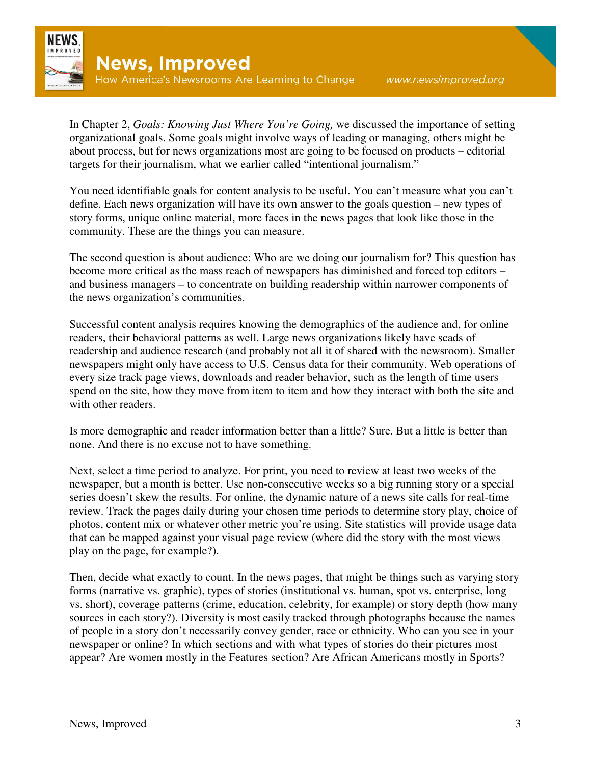In Chapter 2, *Goals: Knowing Just Where You're Going,* we discussed the importance of setting organizational goals. Some goals might involve ways of leading or managing, others might be about process, but for news organizations most are going to be focused on products – editorial targets for their journalism, what we earlier called "intentional journalism."

You need identifiable goals for content analysis to be useful. You can't measure what you can't define. Each news organization will have its own answer to the goals question – new types of story forms, unique online material, more faces in the news pages that look like those in the community. These are the things you can measure.

The second question is about audience: Who are we doing our journalism for? This question has become more critical as the mass reach of newspapers has diminished and forced top editors – and business managers – to concentrate on building readership within narrower components of the news organization's communities.

Successful content analysis requires knowing the demographics of the audience and, for online readers, their behavioral patterns as well. Large news organizations likely have scads of readership and audience research (and probably not all it of shared with the newsroom). Smaller newspapers might only have access to U.S. Census data for their community. Web operations of every size track page views, downloads and reader behavior, such as the length of time users spend on the site, how they move from item to item and how they interact with both the site and with other readers.

Is more demographic and reader information better than a little? Sure. But a little is better than none. And there is no excuse not to have something.

Next, select a time period to analyze. For print, you need to review at least two weeks of the newspaper, but a month is better. Use non-consecutive weeks so a big running story or a special series doesn't skew the results. For online, the dynamic nature of a news site calls for real-time review. Track the pages daily during your chosen time periods to determine story play, choice of photos, content mix or whatever other metric you're using. Site statistics will provide usage data that can be mapped against your visual page review (where did the story with the most views play on the page, for example?).

Then, decide what exactly to count. In the news pages, that might be things such as varying story forms (narrative vs. graphic), types of stories (institutional vs. human, spot vs. enterprise, long vs. short), coverage patterns (crime, education, celebrity, for example) or story depth (how many sources in each story?). Diversity is most easily tracked through photographs because the names of people in a story don't necessarily convey gender, race or ethnicity. Who can you see in your newspaper or online? In which sections and with what types of stories do their pictures most appear? Are women mostly in the Features section? Are African Americans mostly in Sports?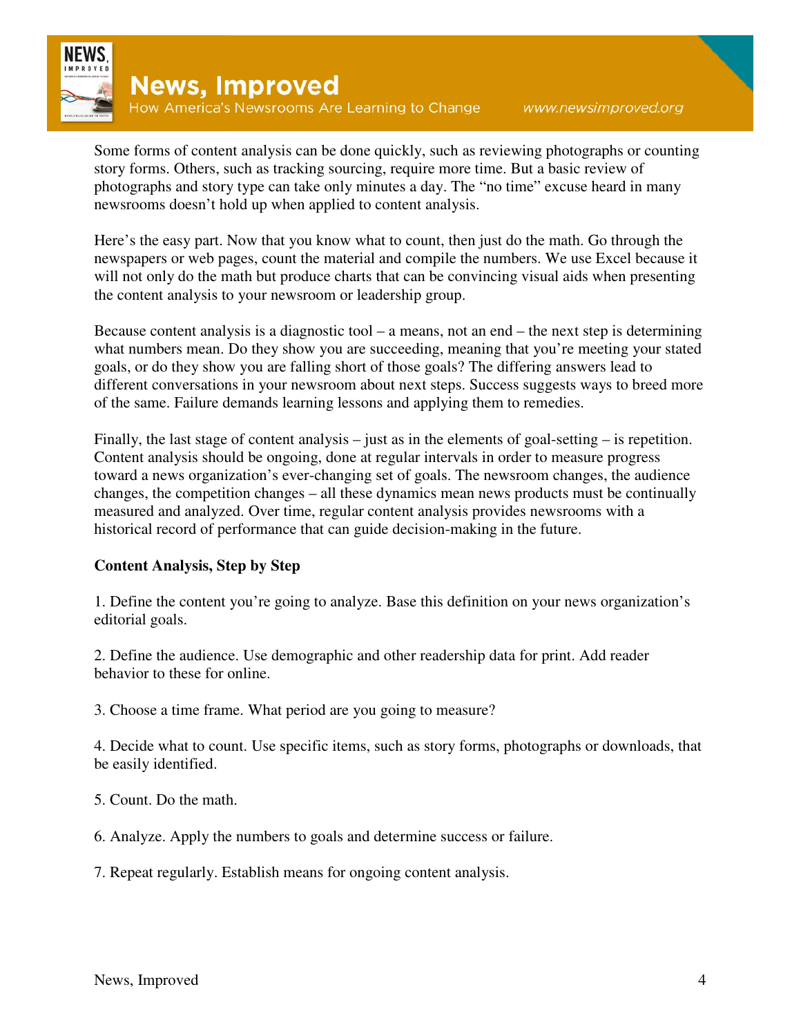Some forms of content analysis can be done quickly, such as reviewing photographs or counting story forms. Others, such as tracking sourcing, require more time. But a basic review of photographs and story type can take only minutes a day. The "no time" excuse heard in many newsrooms doesn't hold up when applied to content analysis.

Here's the easy part. Now that you know what to count, then just do the math. Go through the newspapers or web pages, count the material and compile the numbers. We use Excel because it will not only do the math but produce charts that can be convincing visual aids when presenting the content analysis to your newsroom or leadership group.

Because content analysis is a diagnostic tool – a means, not an end – the next step is determining what numbers mean. Do they show you are succeeding, meaning that you're meeting your stated goals, or do they show you are falling short of those goals? The differing answers lead to different conversations in your newsroom about next steps. Success suggests ways to breed more of the same. Failure demands learning lessons and applying them to remedies.

Finally, the last stage of content analysis – just as in the elements of goal-setting – is repetition. Content analysis should be ongoing, done at regular intervals in order to measure progress toward a news organization's ever-changing set of goals. The newsroom changes, the audience changes, the competition changes – all these dynamics mean news products must be continually measured and analyzed. Over time, regular content analysis provides newsrooms with a historical record of performance that can guide decision-making in the future.

**Content Analysis, Step by Step**

1. Define the content you're going to analyze. Base this definition on your news organization's editorial goals.

2. Define the audience. Use demographic and other readership data for print. Add reader behavior to these for online.

3. Choose a time frame. What period are you going to measure?

4. Decide what to count. Use specific items, such as story forms, photographs or downloads, that be easily identified.

5. Count. Do the math.

6. Analyze. Apply the numbers to goals and determine success or failure.

7. Repeat regularly. Establish means for ongoing content analysis.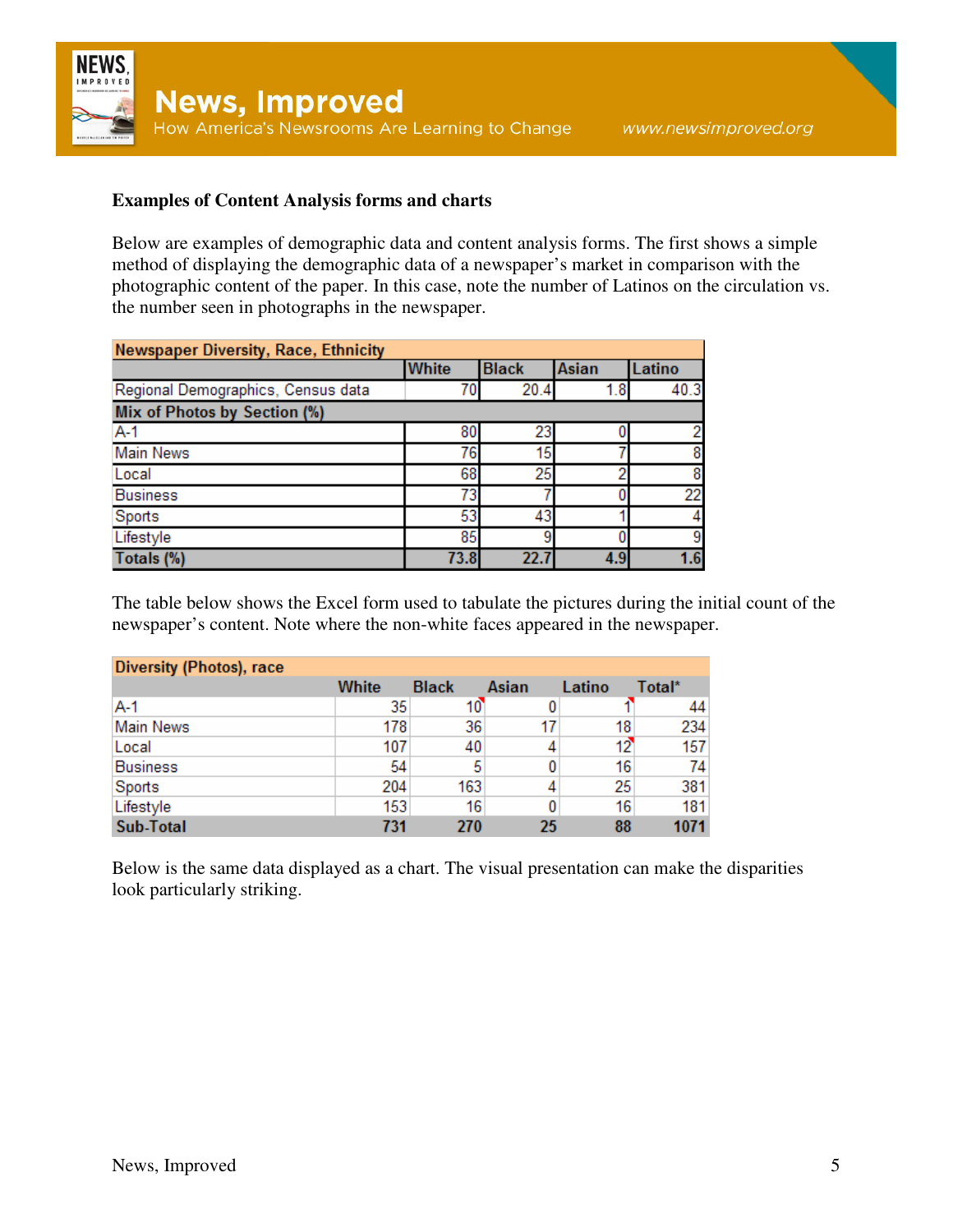**Examples of Content Analysis forms and charts**

Below are examples of demographic data and content analysis forms. The first shows a simple method of displaying the demographic data of a newspaper's market in comparison with the photographic content of the paper. In this case, note the number of Latinos on the circulation vs. the number seen in photographs in the newspaper.

| Newspaper Diversity, Race, Ethnicity | | | | |
|---|---|---|---|---|
| | White | Black | Asian | Latino |
| Regional Demographics, Census data | 70 | 20.4 | 1.8 | 40.3 |
| **Mix of Photos by Section (%)** | | | | |
| A-1 | 80 | 23 | 0 | 2 |
| Main News | 76 | 15 | 7 | 8 |
| Local | 68 | 25 | 2 | 8 |
| Business | 73 | 7 | 0 | 22 |
| Sports | 53 | 43 | 1 | 4 |
| Lifestyle | 85 | 9 | 0 | 9 |
| **Totals (%)** | **73.8** | **22.7** | **4.9** | **1.6** |

The table below shows the Excel form used to tabulate the pictures during the initial count of the newspaper's content. Note where the non-white faces appeared in the newspaper.

| Diversity (Photos), race | | | | | |
|---|---|---|---|---|---|
| | White | Black | Asian | Latino | Total* |
| A-1 | 35 | 10 | 0 | 1 | 44 |
| Main News | 178 | 36 | 17 | 18 | 234 |
| Local | 107 | 40 | 4 | 12 | 157 |
| Business | 54 | 5 | 0 | 16 | 74 |
| Sports | 204 | 163 | 4 | 25 | 381 |
| Lifestyle | 153 | 16 | 0 | 16 | 181 |
| **Sub-Total** | **731** | **270** | **25** | **88** | **1071** |

Below is the same data displayed as a chart. The visual presentation can make the disparities look particularly striking.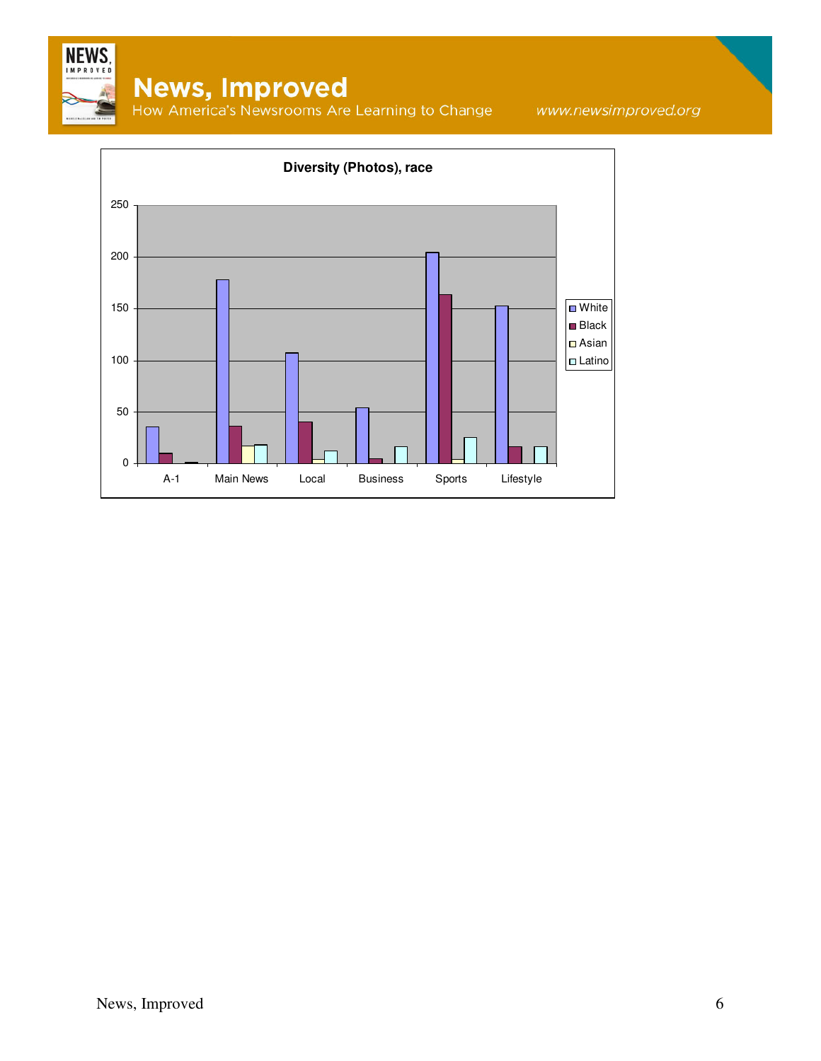**Diversity (Photos), race**

250
200
150
100
50
0

A-1
Main News
Local
Business
Sports
Lifestyle

White
Black
Asian
Latino